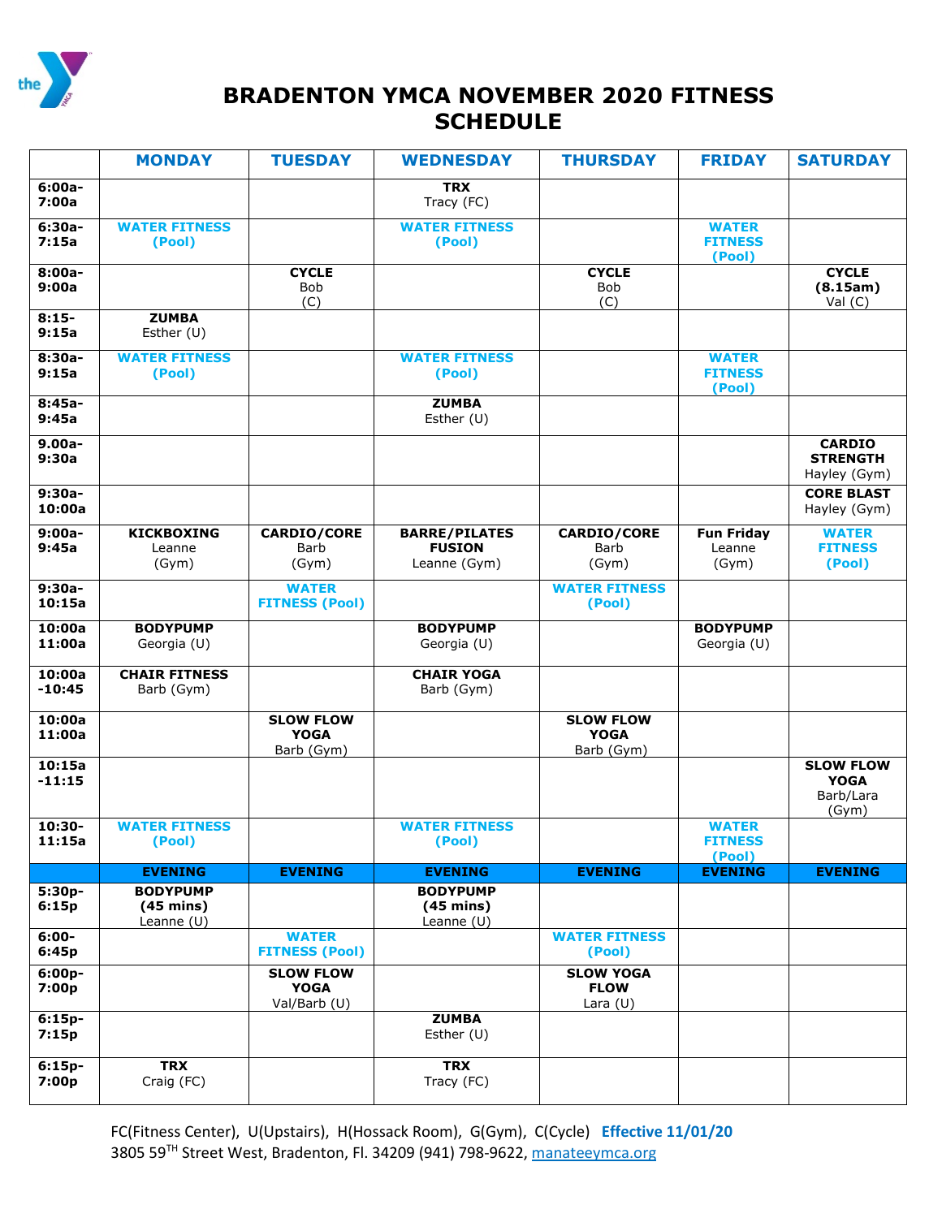# BRADENTON YMCA NOVEMBER 2020 FITNESS SCHEDULE

| | MONDAY | TUESDAY | WEDNESDAY | THURSDAY | FRIDAY | SATURDAY |
|---|---|---|---|---|---|---|
| **6:00a-7:00a** | | | **TRX** Tracy (FC) | | | |
| **6:30a-7:15a** | **WATER FITNESS (Pool)** | | **WATER FITNESS (Pool)** | | **WATER FITNESS (Pool)** | |
| **8:00a-9:00a** | | **CYCLE** Bob (C) | | **CYCLE** Bob (C) | | **CYCLE (8.15am)** Val (C) |
| **8:15-9:15a** | **ZUMBA** Esther (U) | | | | | |
| **8:30a-9:15a** | **WATER FITNESS (Pool)** | | **WATER FITNESS (Pool)** | | **WATER FITNESS (Pool)** | |
| **8:45a-9:45a** | | | **ZUMBA** Esther (U) | | | |
| **9.00a-9:30a** | | | | | | **CARDIO STRENGTH** Hayley (Gym) |
| **9:30a-10:00a** | | | | | | **CORE BLAST** Hayley (Gym) |
| **9:00a-9:45a** | **KICKBOXING** Leanne (Gym) | **CARDIO/CORE** Barb (Gym) | **BARRE/PILATES FUSION** Leanne (Gym) | **CARDIO/CORE** Barb (Gym) | **Fun Friday** Leanne (Gym) | **WATER FITNESS (Pool)** |
| **9:30a-10:15a** | | **WATER FITNESS (Pool)** | | **WATER FITNESS (Pool)** | | |
| **10:00a 11:00a** | **BODYPUMP** Georgia (U) | | **BODYPUMP** Georgia (U) | | **BODYPUMP** Georgia (U) | |
| **10:00a -10:45** | **CHAIR FITNESS** Barb (Gym) | | **CHAIR YOGA** Barb (Gym) | | | |
| **10:00a 11:00a** | | **SLOW FLOW YOGA** Barb (Gym) | | **SLOW FLOW YOGA** Barb (Gym) | | |
| **10:15a -11:15** | | | | | | **SLOW FLOW YOGA** Barb/Lara (Gym) |
| **10:30-11:15a** | **WATER FITNESS (Pool)** | | **WATER FITNESS (Pool)** | | **WATER FITNESS (Pool)** | |
| | **EVENING** | **EVENING** | **EVENING** | **EVENING** | **EVENING** | **EVENING** |
| **5:30p-6:15p** | **BODYPUMP (45 mins)** Leanne (U) | | **BODYPUMP (45 mins)** Leanne (U) | | | |
| **6:00-6:45p** | | **WATER FITNESS (Pool)** | | **WATER FITNESS (Pool)** | | |
| **6:00p-7:00p** | | **SLOW FLOW YOGA** Val/Barb (U) | | **SLOW YOGA FLOW** Lara (U) | | |
| **6:15p-7:15p** | | | **ZUMBA** Esther (U) | | | |
| **6:15p-7:00p** | **TRX** Craig (FC) | | **TRX** Tracy (FC) | | | |

FC(Fitness Center), U(Upstairs), H(Hossack Room), G(Gym), C(Cycle) **Effective 11/01/20**
3805 59TH Street West, Bradenton, Fl. 34209 (941) 798-9622, manateeymca.org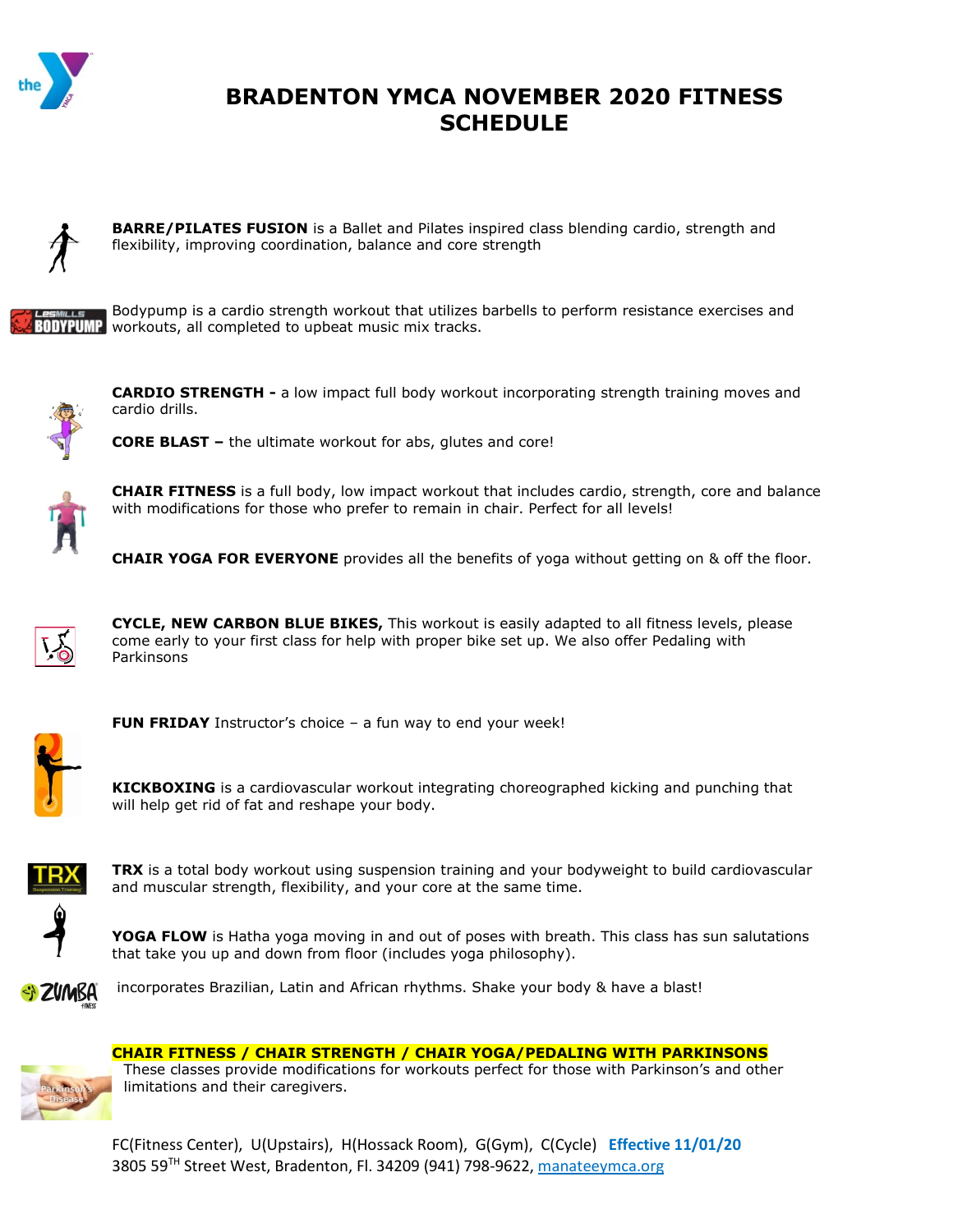# BRADENTON YMCA NOVEMBER 2020 FITNESS SCHEDULE

**BARRE/PILATES FUSION** is a Ballet and Pilates inspired class blending cardio, strength and flexibility, improving coordination, balance and core strength

Bodypump is a cardio strength workout that utilizes barbells to perform resistance exercises and workouts, all completed to upbeat music mix tracks.

**CARDIO STRENGTH -** a low impact full body workout incorporating strength training moves and cardio drills.

**CORE BLAST –** the ultimate workout for abs, glutes and core!

**CHAIR FITNESS** is a full body, low impact workout that includes cardio, strength, core and balance with modifications for those who prefer to remain in chair. Perfect for all levels!

**CHAIR YOGA FOR EVERYONE** provides all the benefits of yoga without getting on & off the floor.

**CYCLE, NEW CARBON BLUE BIKES,** This workout is easily adapted to all fitness levels, please come early to your first class for help with proper bike set up. We also offer Pedaling with Parkinsons

**FUN FRIDAY** Instructor's choice – a fun way to end your week!

**KICKBOXING** is a cardiovascular workout integrating choreographed kicking and punching that will help get rid of fat and reshape your body.

**TRX** is a total body workout using suspension training and your bodyweight to build cardiovascular and muscular strength, flexibility, and your core at the same time.

**YOGA FLOW** is Hatha yoga moving in and out of poses with breath. This class has sun salutations that take you up and down from floor (includes yoga philosophy).

ZUMBA incorporates Brazilian, Latin and African rhythms. Shake your body & have a blast!

**CHAIR FITNESS / CHAIR STRENGTH / CHAIR YOGA/PEDALING WITH PARKINSONS**

These classes provide modifications for workouts perfect for those with Parkinson's and other limitations and their caregivers.

FC(Fitness Center), U(Upstairs), H(Hossack Room), G(Gym), C(Cycle) **Effective 11/01/20**

3805 59TH Street West, Bradenton, Fl. 34209 (941) 798-9622, manateeymca.org